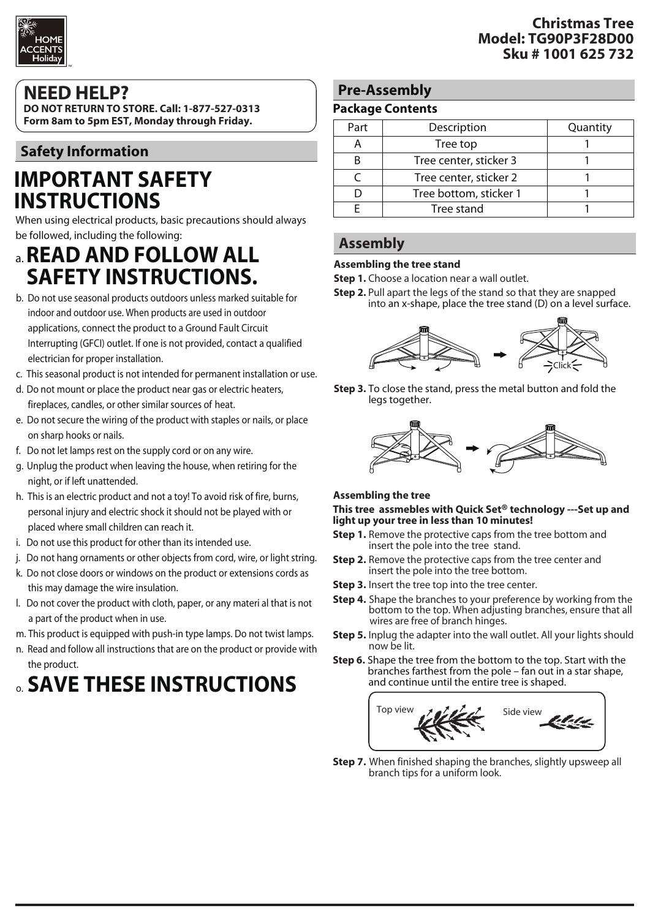HOME ACCENTS Holiday

# Christmas Tree
**Model: TG90P3F28D00**
**Sku # 1001 625 732**

## NEED HELP?

**DO NOT RETURN TO STORE. Call: 1-877-527-0313**
**Form 8am to 5pm EST, Monday through Friday.**

## Safety Information

# IMPORTANT SAFETY INSTRUCTIONS

When using electrical products, basic precautions should always be followed, including the following:

a. **READ AND FOLLOW ALL SAFETY INSTRUCTIONS.**

b. Do not use seasonal products outdoors unless marked suitable for indoor and outdoor use. When products are used in outdoor applications, connect the product to a Ground Fault Circuit Interrupting (GFCI) outlet. If one is not provided, contact a qualified electrician for proper installation.

c. This seasonal product is not intended for permanent installation or use.

d. Do not mount or place the product near gas or electric heaters, fireplaces, candles, or other similar sources of heat.

e. Do not secure the wiring of the product with staples or nails, or place on sharp hooks or nails.

f. Do not let lamps rest on the supply cord or on any wire.

g. Unplug the product when leaving the house, when retiring for the night, or if left unattended.

h. This is an electric product and not a toy! To avoid risk of fire, burns, personal injury and electric shock it should not be played with or placed where small children can reach it.

i. Do not use this product for other than its intended use.

j. Do not hang ornaments or other objects from cord, wire, or light string.

k. Do not close doors or windows on the product or extensions cords as this may damage the wire insulation.

l. Do not cover the product with cloth, paper, or any materi al that is not a part of the product when in use.

m. This product is equipped with push-in type lamps. Do not twist lamps.

n. Read and follow all instructions that are on the product or provide with the product.

o. **SAVE THESE INSTRUCTIONS**

## Pre-Assembly

### Package Contents

| Part | Description | Quantity |
|---|---|---|
| A | Tree top | 1 |
| B | Tree center, sticker 3 | 1 |
| C | Tree center, sticker 2 | 1 |
| D | Tree bottom, sticker 1 | 1 |
| E | Tree stand | 1 |

## Assembly

**Assembling the tree stand**

**Step 1.** Choose a location near a wall outlet.

**Step 2.** Pull apart the legs of the stand so that they are snapped into an x-shape, place the tree stand (D) on a level surface.

Click

**Step 3.** To close the stand, press the metal button and fold the legs together.

**Assembling the tree**

**This tree assmebles with Quick Set® technology ---Set up and light up your tree in less than 10 minutes!**

**Step 1.** Remove the protective caps from the tree bottom and insert the pole into the tree stand.

**Step 2.** Remove the protective caps from the tree center and insert the pole into the tree bottom.

**Step 3.** Insert the tree top into the tree center.

**Step 4.** Shape the branches to your preference by working from the bottom to the top. When adjusting branches, ensure that all wires are free of branch hinges.

**Step 5.** Inplug the adapter into the wall outlet. All your lights should now be lit.

**Step 6.** Shape the tree from the bottom to the top. Start with the branches farthest from the pole – fan out in a star shape, and continue until the entire tree is shaped.

Top view    Side view

**Step 7.** When finished shaping the branches, slightly upsweep all branch tips for a uniform look.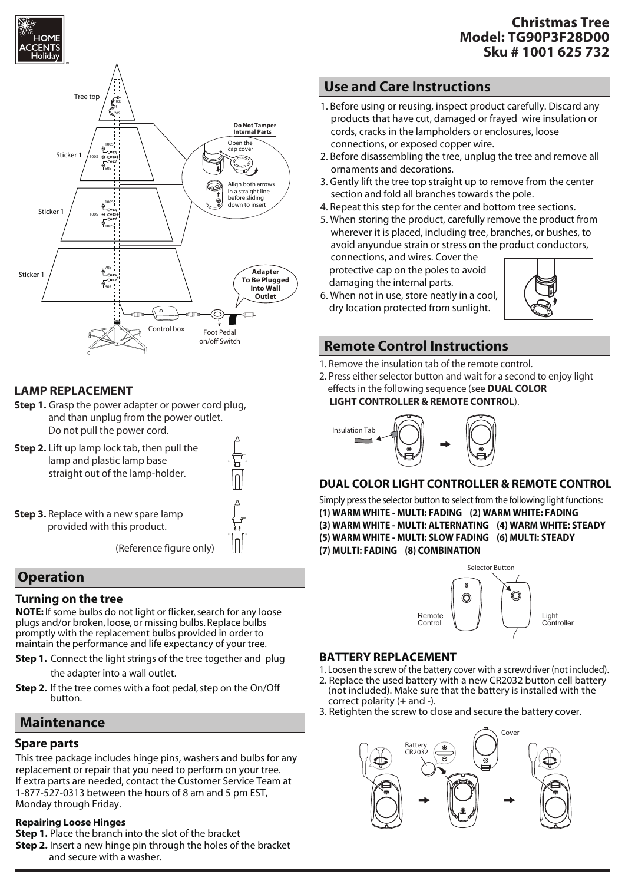# Christmas Tree
**Model: TG90P3F28D00**
**Sku # 1001 625 732**

## LAMP REPLACEMENT

**Step 1.** Grasp the power adapter or power cord plug, and than unplug from the power outlet. Do not pull the power cord.

**Step 2.** Lift up lamp lock tab, then pull the lamp and plastic lamp base straight out of the lamp-holder.

**Step 3.** Replace with a new spare lamp provided with this product.

(Reference figure only)

## Operation

### Turning on the tree

**NOTE:** If some bulbs do not light or flicker, search for any loose plugs and/or broken, loose, or missing bulbs. Replace bulbs promptly with the replacement bulbs provided in order to maintain the performance and life expectancy of your tree.

**Step 1.** Connect the light strings of the tree together and plug the adapter into a wall outlet.

**Step 2.** If the tree comes with a foot pedal, step on the On/Off button.

## Maintenance

### Spare parts

This tree package includes hinge pins, washers and bulbs for any replacement or repair that you need to perform on your tree. If extra parts are needed, contact the Customer Service Team at 1-877-527-0313 between the hours of 8 am and 5 pm EST, Monday through Friday.

**Repairing Loose Hinges**

**Step 1.** Place the branch into the slot of the bracket

**Step 2.** Insert a new hinge pin through the holes of the bracket and secure with a washer.

## Use and Care Instructions

1. Before using or reusing, inspect product carefully. Discard any products that have cut, damaged or frayed wire insulation or cords, cracks in the lampholders or enclosures, loose connections, or exposed copper wire.
2. Before disassembling the tree, unplug the tree and remove all ornaments and decorations.
3. Gently lift the tree top straight up to remove from the center section and fold all branches towards the pole.
4. Repeat this step for the center and bottom tree sections.
5. When storing the product, carefully remove the product from wherever it is placed, including tree, branches, or bushes, to avoid anyundue strain or stress on the product conductors, connections, and wires. Cover the protective cap on the poles to avoid damaging the internal parts.
6. When not in use, store neatly in a cool, dry location protected from sunlight.

## Remote Control Instructions

1. Remove the insulation tab of the remote control.
2. Press either selector button and wait for a second to enjoy light effects in the following sequence (see **DUAL COLOR LIGHT CONTROLLER & REMOTE CONTROL**).

### DUAL COLOR LIGHT CONTROLLER & REMOTE CONTROL

Simply press the selector button to select from the following light functions:

**(1) WARM WHITE - MULTI: FADING (2) WARM WHITE: FADING**
**(3) WARM WHITE - MULTI: ALTERNATING (4) WARM WHITE: STEADY**
**(5) WARM WHITE - MULTI: SLOW FADING (6) MULTI: STEADY**
**(7) MULTI: FADING (8) COMBINATION**

### BATTERY REPLACEMENT

1. Loosen the screw of the battery cover with a screwdriver (not included).
2. Replace the used battery with a new CR2032 button cell battery (not included). Make sure that the battery is installed with the correct polarity (+ and -).
3. Retighten the screw to close and secure the battery cover.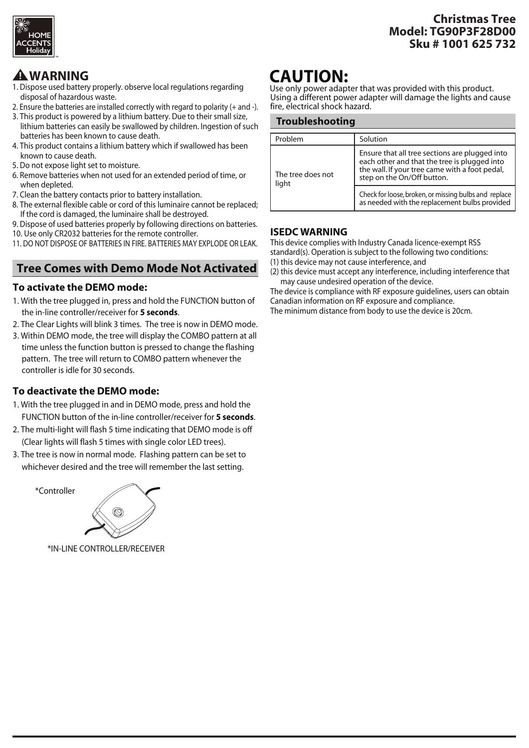Christmas Tree
Model: TG90P3F28D00
Sku # 1001 625 732

## ⚠ WARNING

1. Dispose used battery properly. observe local regulations regarding disposal of hazardous waste.
2. Ensure the batteries are installed correctly with regard to polarity (+ and -).
3. This product is powered by a lithium battery. Due to their small size, lithium batteries can easily be swallowed by children. Ingestion of such batteries has been known to cause death.
4. This product contains a lithium battery which if swallowed has been known to cause death.
5. Do not expose light set to moisture.
6. Remove batteries when not used for an extended period of time, or when depleted.
7. Clean the battery contacts prior to battery installation.
8. The external flexible cable or cord of this luminaire cannot be replaced; If the cord is damaged, the luminaire shall be destroyed.
9. Dispose of used batteries properly by following directions on batteries.
10. Use only CR2032 batteries for the remote controller.
11. DO NOT DISPOSE OF BATTERIES IN FIRE. BATTERIES MAY EXPLODE OR LEAK.

## Tree Comes with Demo Mode Not Activated

### To activate the DEMO mode:

1. With the tree plugged in, press and hold the FUNCTION button of the in-line controller/receiver for **5 seconds**.
2. The Clear Lights will blink 3 times. The tree is now in DEMO mode.
3. Within DEMO mode, the tree will display the COMBO pattern at all time unless the function button is pressed to change the flashing pattern. The tree will return to COMBO pattern whenever the controller is idle for 30 seconds.

### To deactivate the DEMO mode:

1. With the tree plugged in and in DEMO mode, press and hold the FUNCTION button of the in-line controller/receiver for **5 seconds**.
2. The multi-light will flash 5 time indicating that DEMO mode is off (Clear lights will flash 5 times with single color LED trees).
3. The tree is now in normal mode. Flashing pattern can be set to whichever desired and the tree will remember the last setting.

*Controller

*IN-LINE CONTROLLER/RECEIVER

# CAUTION:

Use only power adapter that was provided with this product. Using a different power adapter will damage the lights and cause fire, electrical shock hazard.

## Troubleshooting

| Problem | Solution |
|---|---|
| The tree does not light | Ensure that all tree sections are plugged into each other and that the tree is plugged into the wall. If your tree came with a foot pedal, step on the On/Off button. |
| | Check for loose, broken, or missing bulbs and replace as needed with the replacement bulbs provided |

### ISEDC WARNING

This device complies with Industry Canada licence-exempt RSS standard(s). Operation is subject to the following two conditions:
(1) this device may not cause interference, and
(2) this device must accept any interference, including interference that may cause undesired operation of the device.
The device is compliance with RF exposure guidelines, users can obtain Canadian information on RF exposure and compliance.
The minimum distance from body to use the device is 20cm.